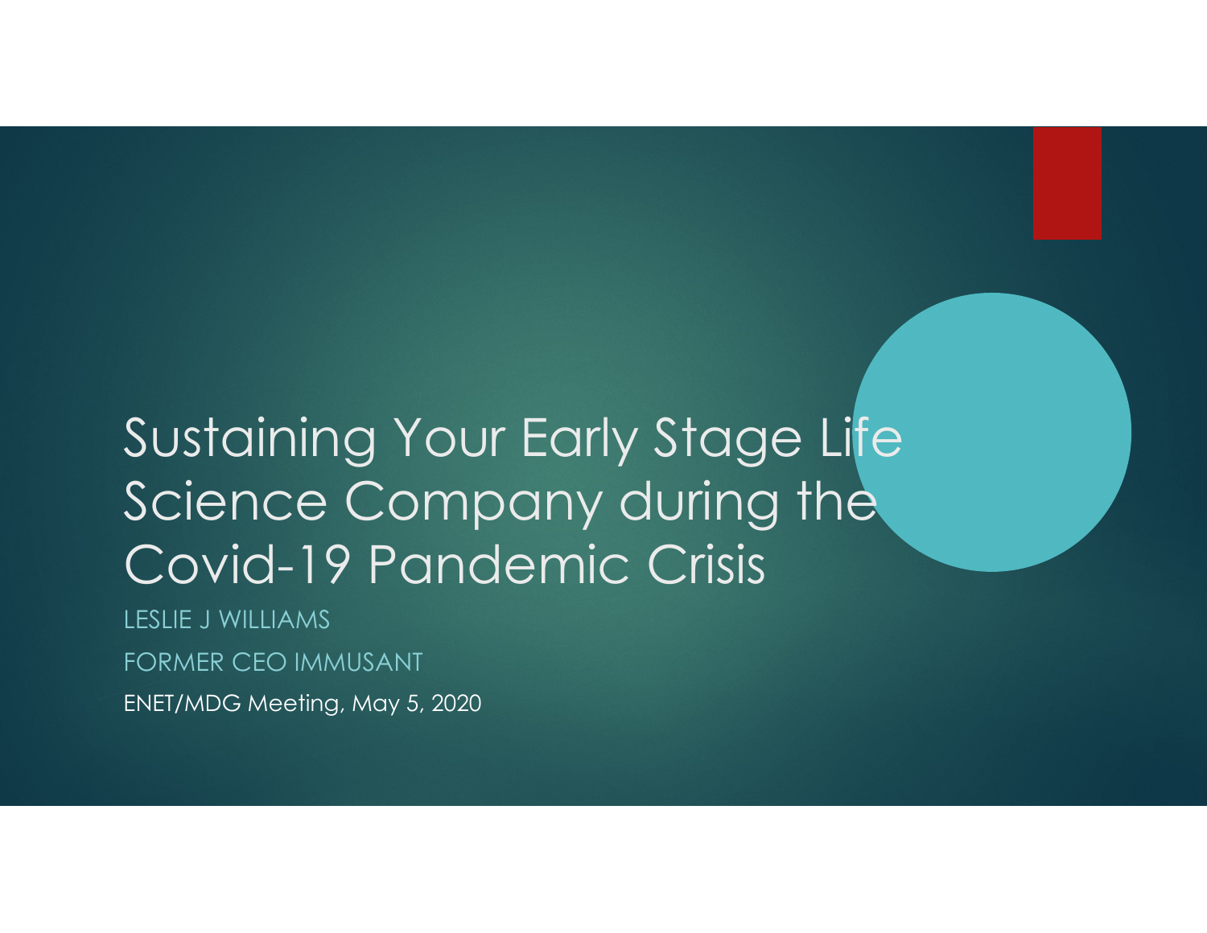# Sustaining Your Early Stage Life Science Company during the Covid-19 Pandemic Crisis

LESLIE J WILLIAMS

FORMER CEO IMMUSANT

ENET/MDG Meeting, May 5, 2020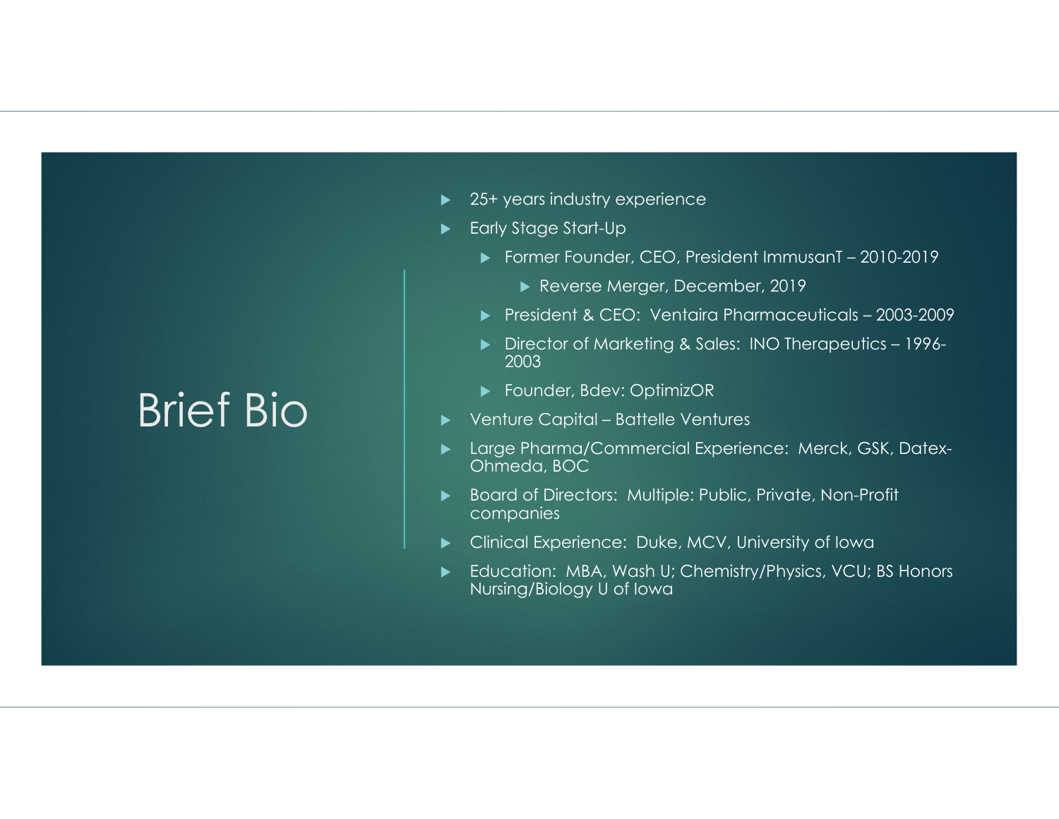# Brief Bio

- 25+ years industry experience
- Early Stage Start-Up
  - Former Founder, CEO, President ImmusanT – 2010-2019
    - Reverse Merger, December, 2019
  - President & CEO:  Ventaira Pharmaceuticals – 2003-2009
  - Director of Marketing & Sales:  INO Therapeutics – 1996-2003
  - Founder, Bdev: OptimizOR
- Venture Capital – Battelle Ventures
- Large Pharma/Commercial Experience:  Merck, GSK, Datex-Ohmeda, BOC
- Board of Directors:  Multiple: Public, Private, Non-Profit companies
- Clinical Experience:  Duke, MCV, University of Iowa
- Education:  MBA, Wash U; Chemistry/Physics, VCU; BS Honors Nursing/Biology U of Iowa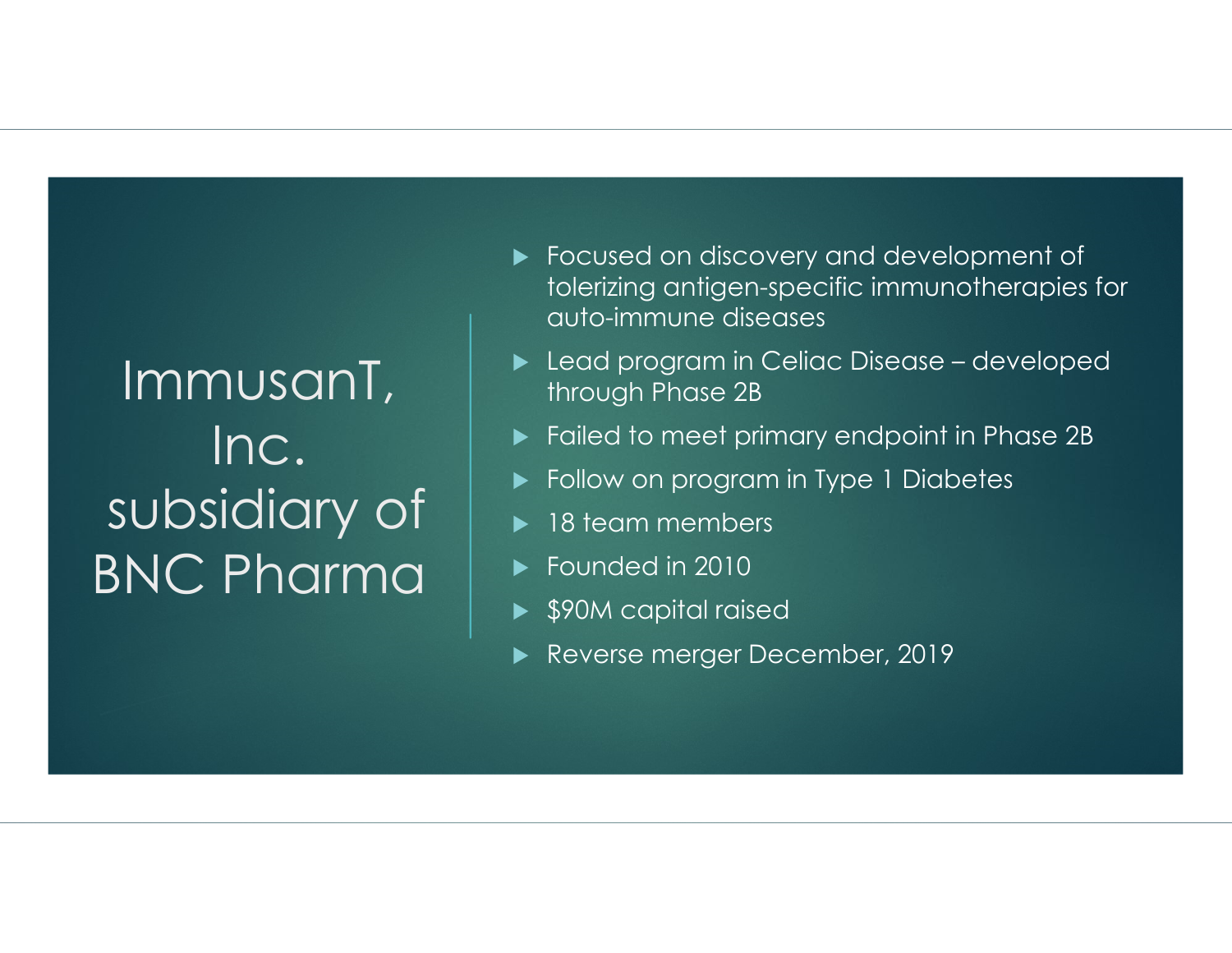# ImmusanT, Inc. subsidiary of BNC Pharma

- Focused on discovery and development of tolerizing antigen-specific immunotherapies for auto-immune diseases
- Lead program in Celiac Disease – developed through Phase 2B
- Failed to meet primary endpoint in Phase 2B
- Follow on program in Type 1 Diabetes
- 18 team members
- Founded in 2010
- $90M capital raised
- Reverse merger December, 2019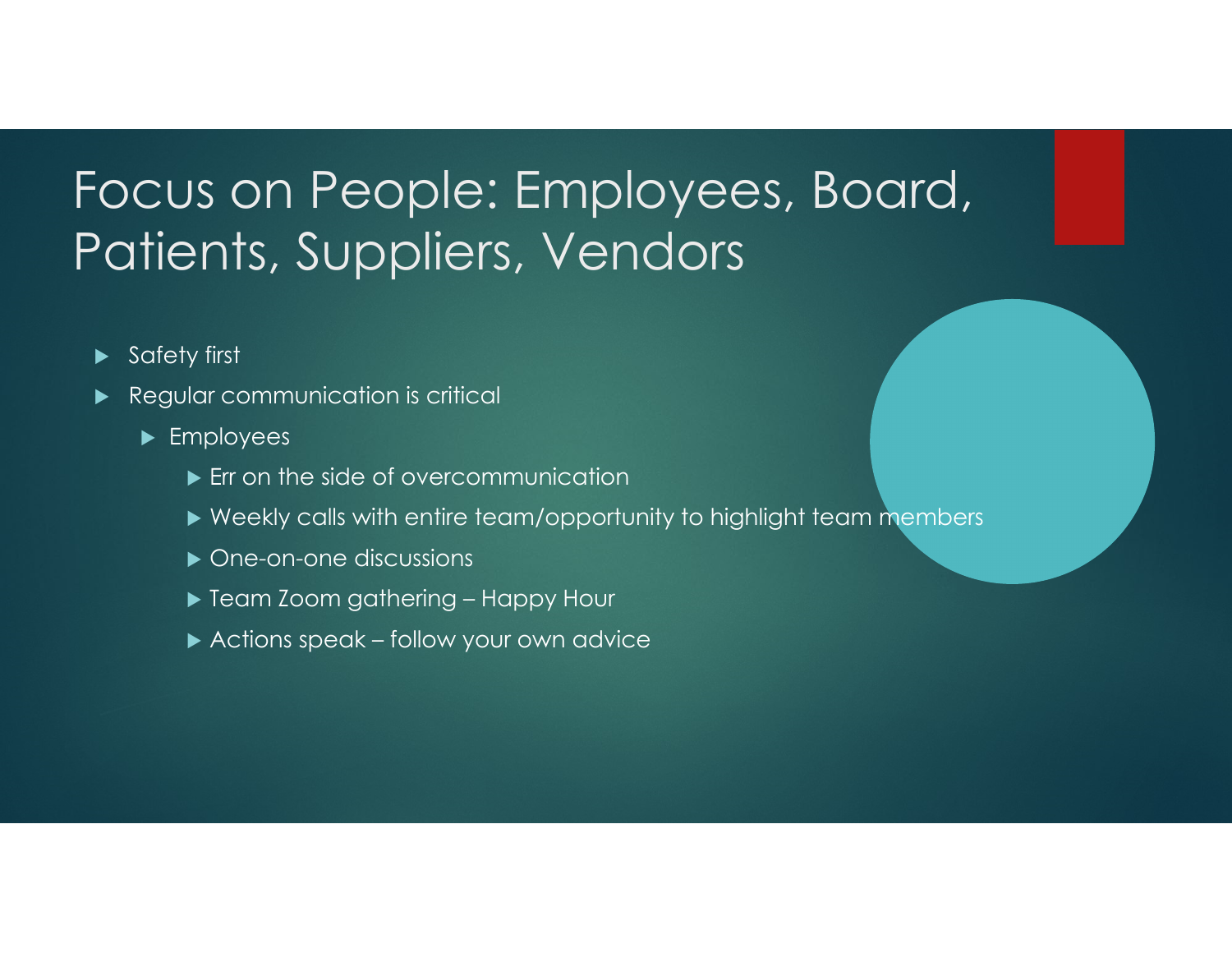# Focus on People: Employees, Board, Patients, Suppliers, Vendors

- Safety first
- Regular communication is critical
  - Employees
    - Err on the side of overcommunication
    - Weekly calls with entire team/opportunity to highlight team members
    - One-on-one discussions
    - Team Zoom gathering – Happy Hour
    - Actions speak – follow your own advice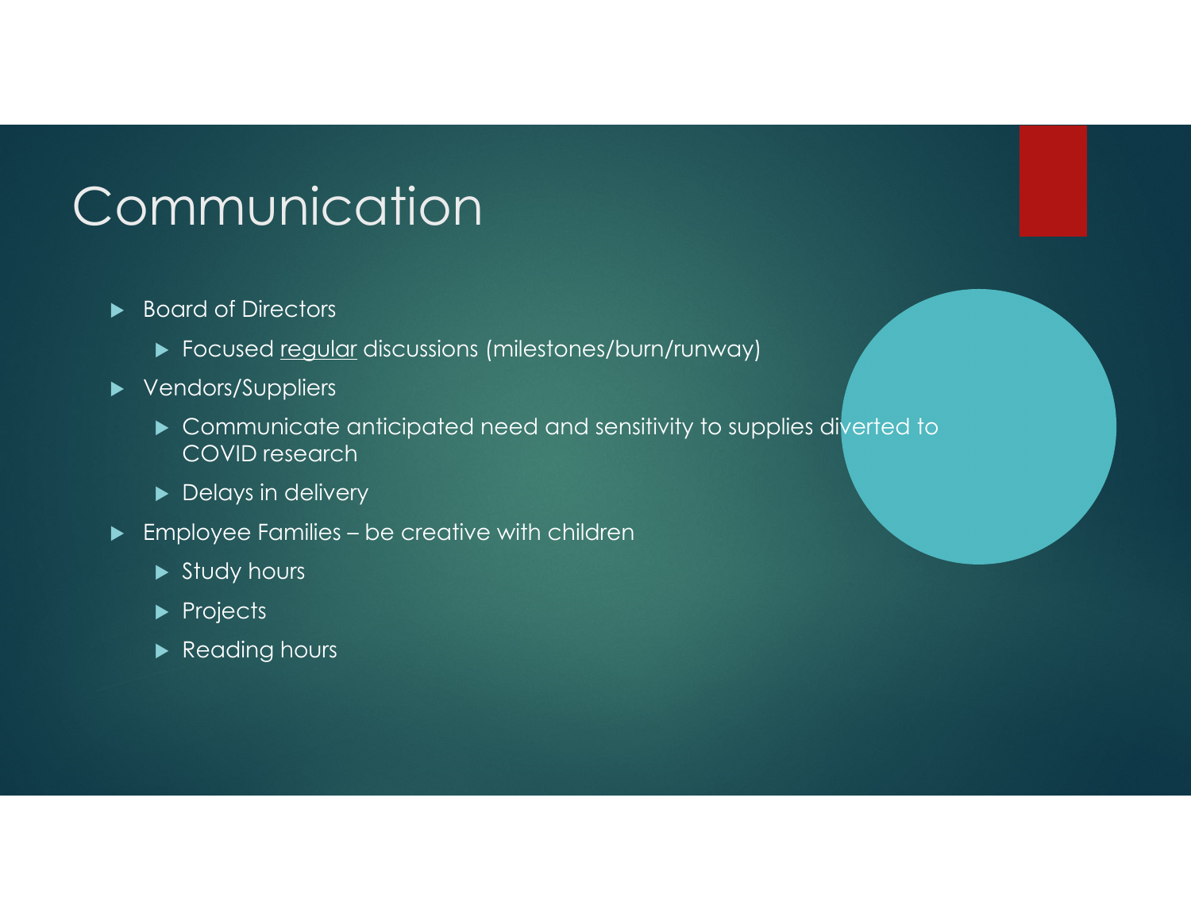# Communication

- Board of Directors
  - Focused regular discussions (milestones/burn/runway)
- Vendors/Suppliers
  - Communicate anticipated need and sensitivity to supplies diverted to COVID research
  - Delays in delivery
- Employee Families – be creative with children
  - Study hours
  - Projects
  - Reading hours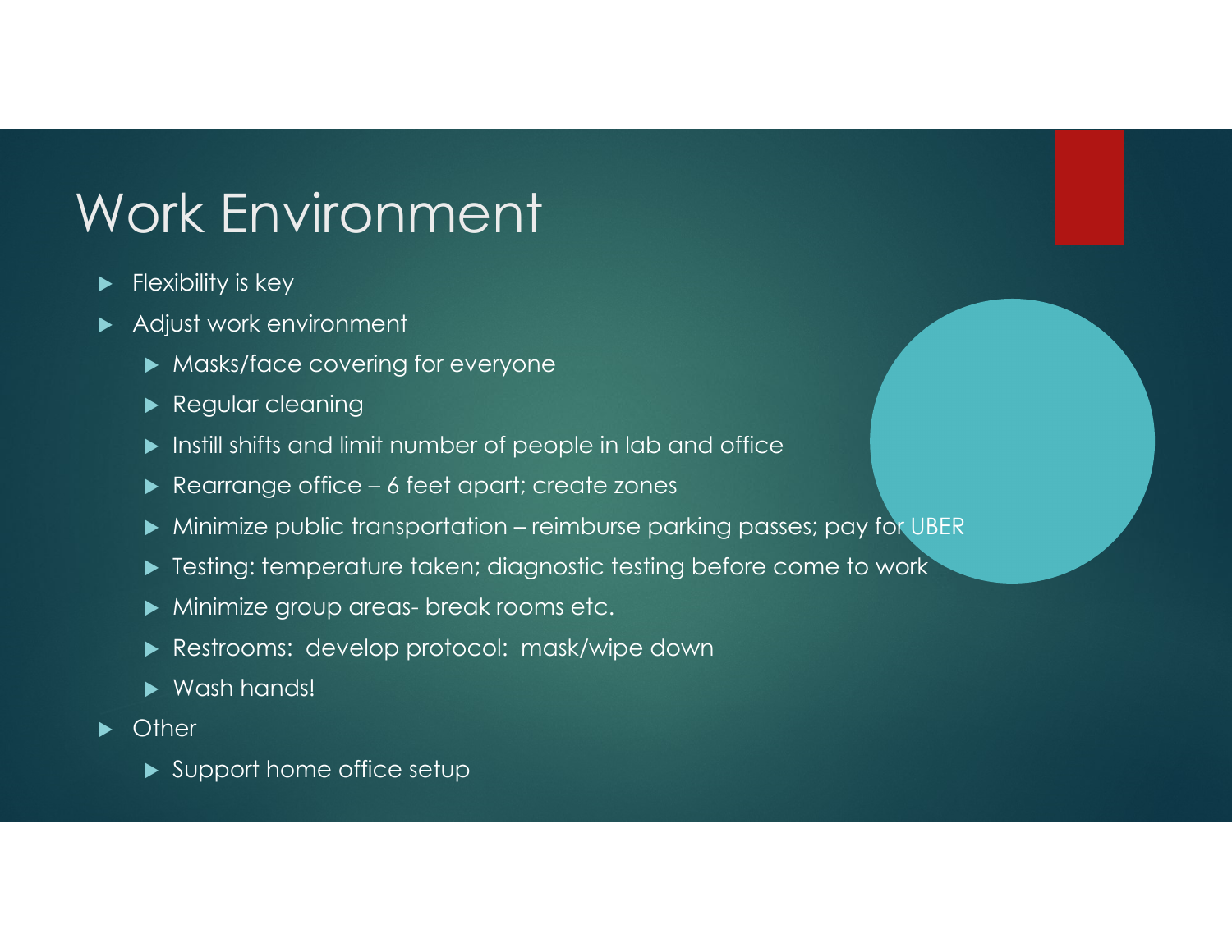# Work Environment

- Flexibility is key
- Adjust work environment
  - Masks/face covering for everyone
  - Regular cleaning
  - Instill shifts and limit number of people in lab and office
  - Rearrange office – 6 feet apart; create zones
  - Minimize public transportation – reimburse parking passes; pay for UBER
  - Testing: temperature taken; diagnostic testing before come to work
  - Minimize group areas- break rooms etc.
  - Restrooms: develop protocol: mask/wipe down
  - Wash hands!
- Other
  - Support home office setup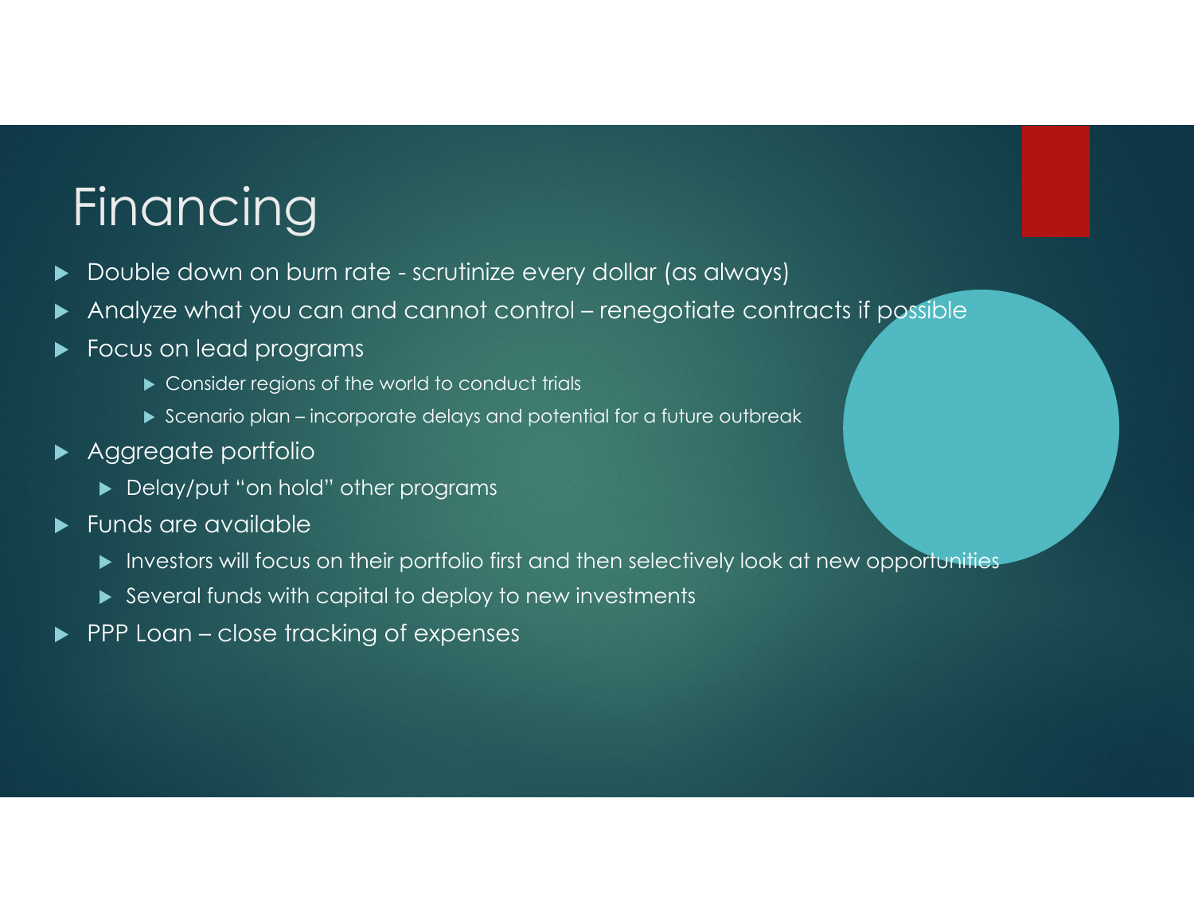# Financing

- Double down on burn rate - scrutinize every dollar (as always)
- Analyze what you can and cannot control – renegotiate contracts if possible
- Focus on lead programs
    - Consider regions of the world to conduct trials
    - Scenario plan – incorporate delays and potential for a future outbreak
- Aggregate portfolio
    - Delay/put "on hold" other programs
- Funds are available
    - Investors will focus on their portfolio first and then selectively look at new opportunities
    - Several funds with capital to deploy to new investments
- PPP Loan – close tracking of expenses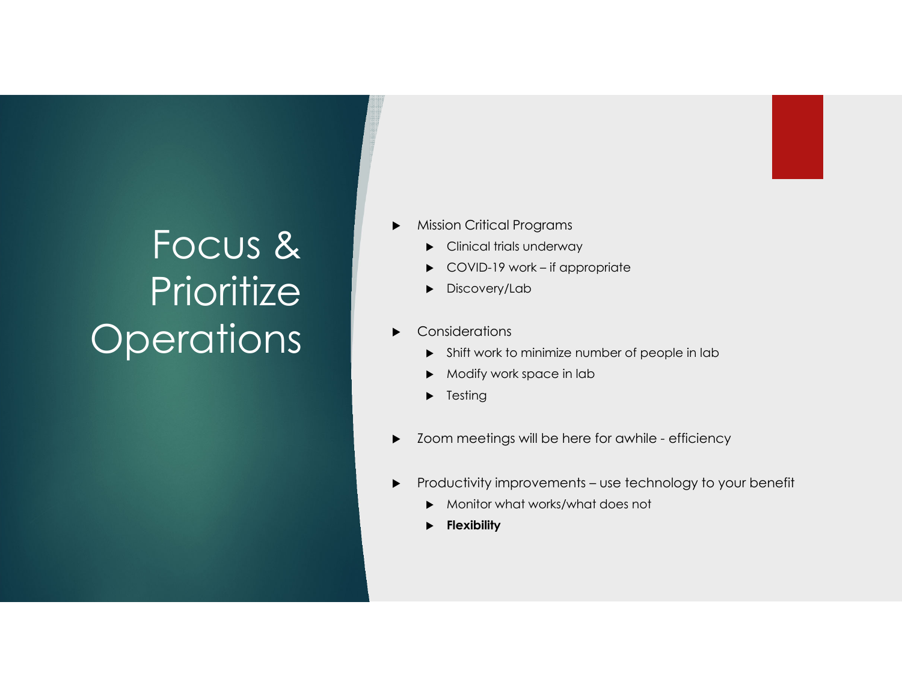# Focus & Prioritize Operations

- Mission Critical Programs
  - Clinical trials underway
  - COVID-19 work – if appropriate
  - Discovery/Lab
- Considerations
  - Shift work to minimize number of people in lab
  - Modify work space in lab
  - Testing
- Zoom meetings will be here for awhile - efficiency
- Productivity improvements – use technology to your benefit
  - Monitor what works/what does not
  - **Flexibility**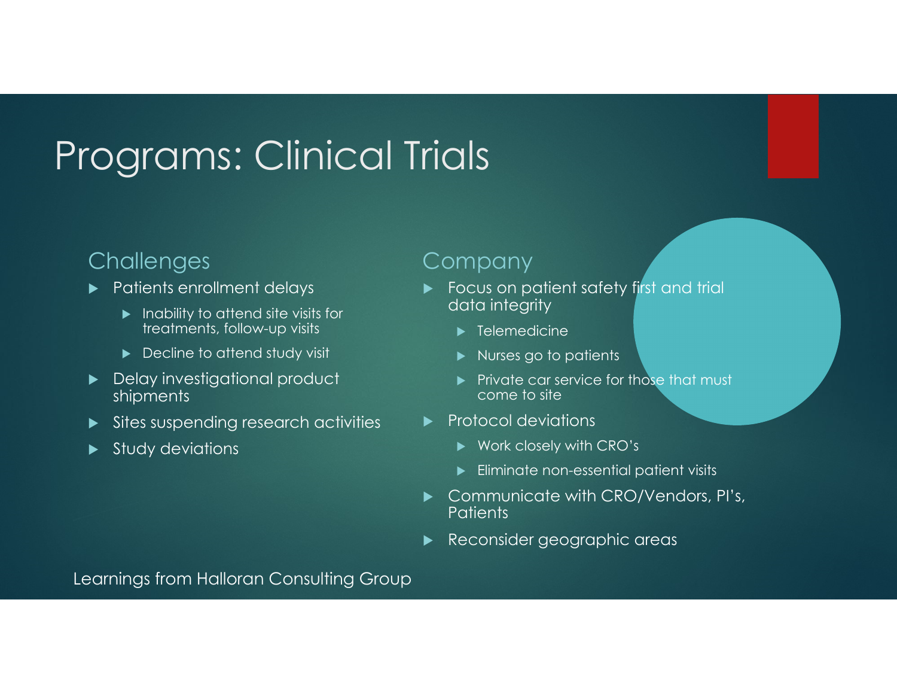# Programs: Clinical Trials

## Challenges

- Patients enrollment delays
  - Inability to attend site visits for treatments, follow-up visits
  - Decline to attend study visit
- Delay investigational product shipments
- Sites suspending research activities
- Study deviations

## Company

- Focus on patient safety first and trial data integrity
  - Telemedicine
  - Nurses go to patients
  - Private car service for those that must come to site
- Protocol deviations
  - Work closely with CRO's
  - Eliminate non-essential patient visits
- Communicate with CRO/Vendors, PI's, Patients
- Reconsider geographic areas

Learnings from Halloran Consulting Group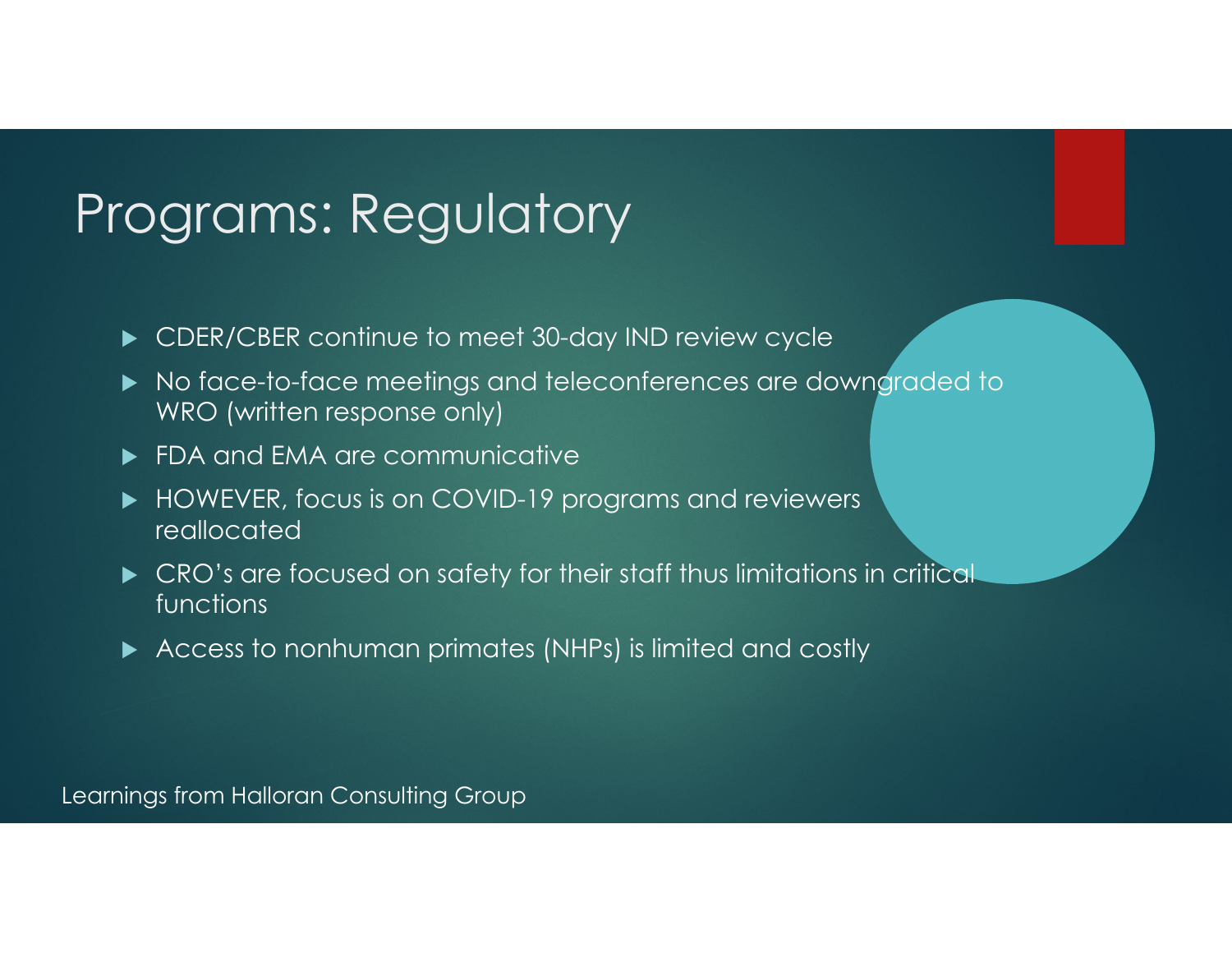# Programs: Regulatory

- CDER/CBER continue to meet 30-day IND review cycle
- No face-to-face meetings and teleconferences are downgraded to WRO (written response only)
- FDA and EMA are communicative
- HOWEVER, focus is on COVID-19 programs and reviewers reallocated
- CRO's are focused on safety for their staff thus limitations in critical functions
- Access to nonhuman primates (NHPs) is limited and costly

Learnings from Halloran Consulting Group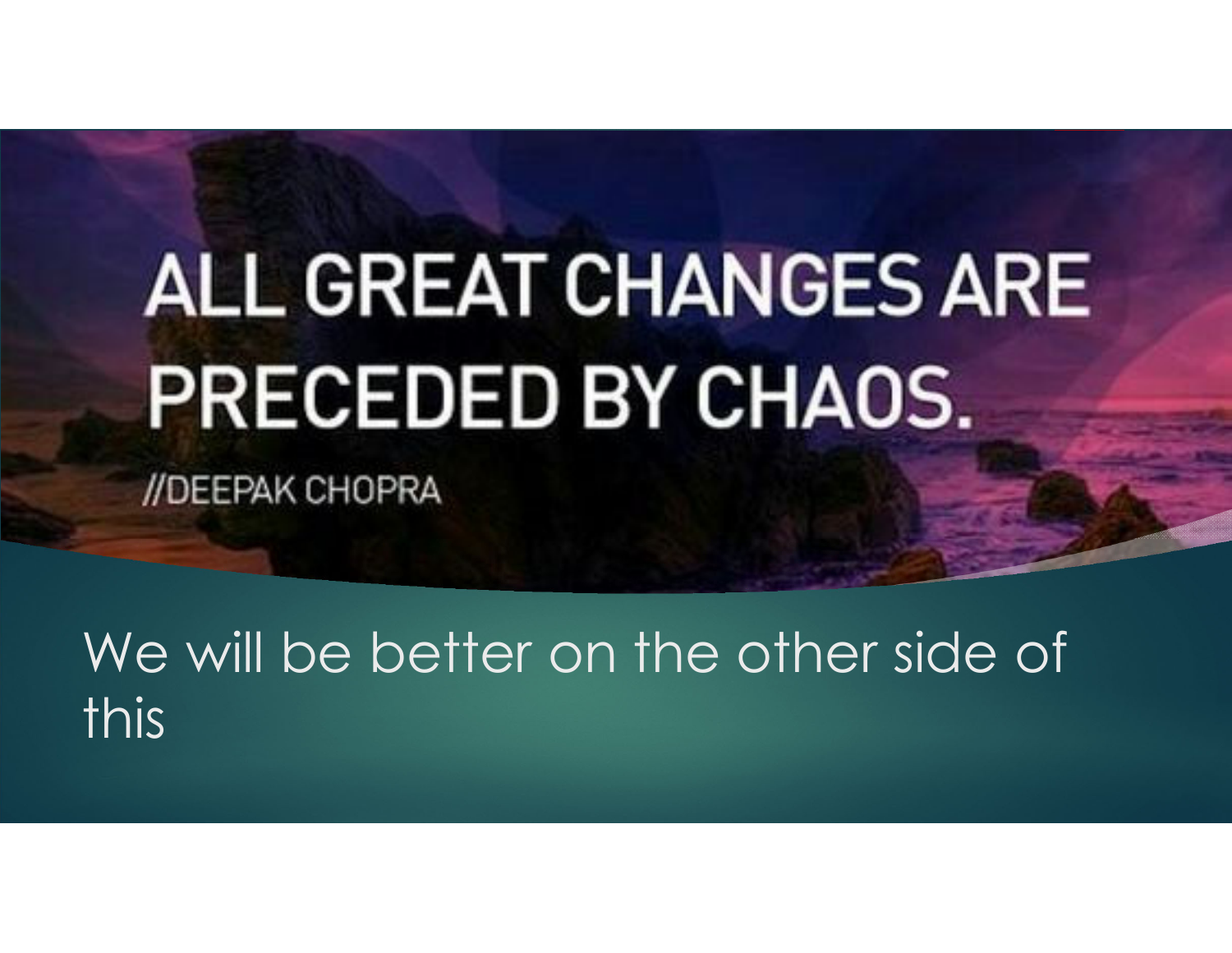ALL GREAT CHANGES ARE PRECEDED BY CHAOS.

//DEEPAK CHOPRA

We will be better on the other side of this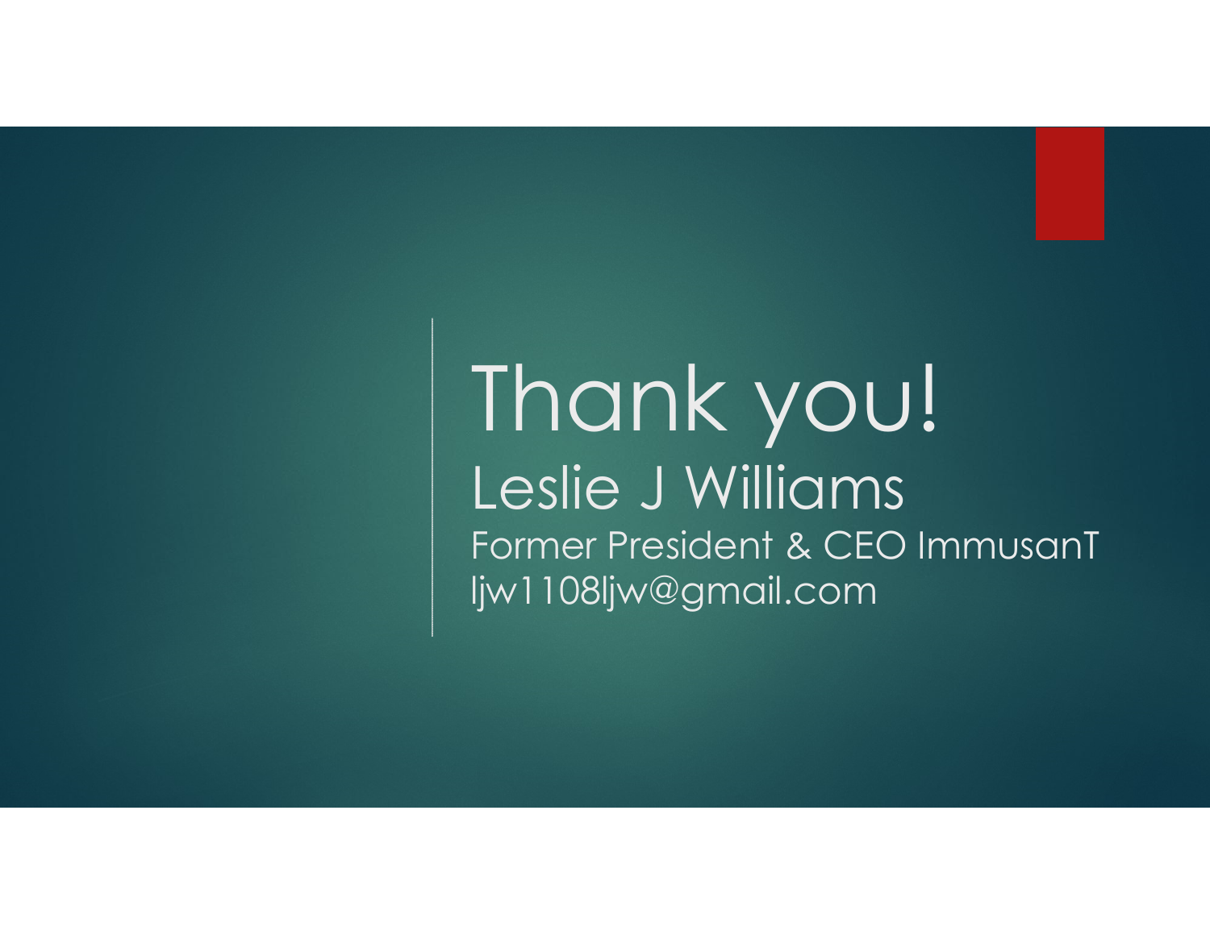# Thank you!

## Leslie J Williams

Former President & CEO ImmusanT

ljw1108ljw@gmail.com